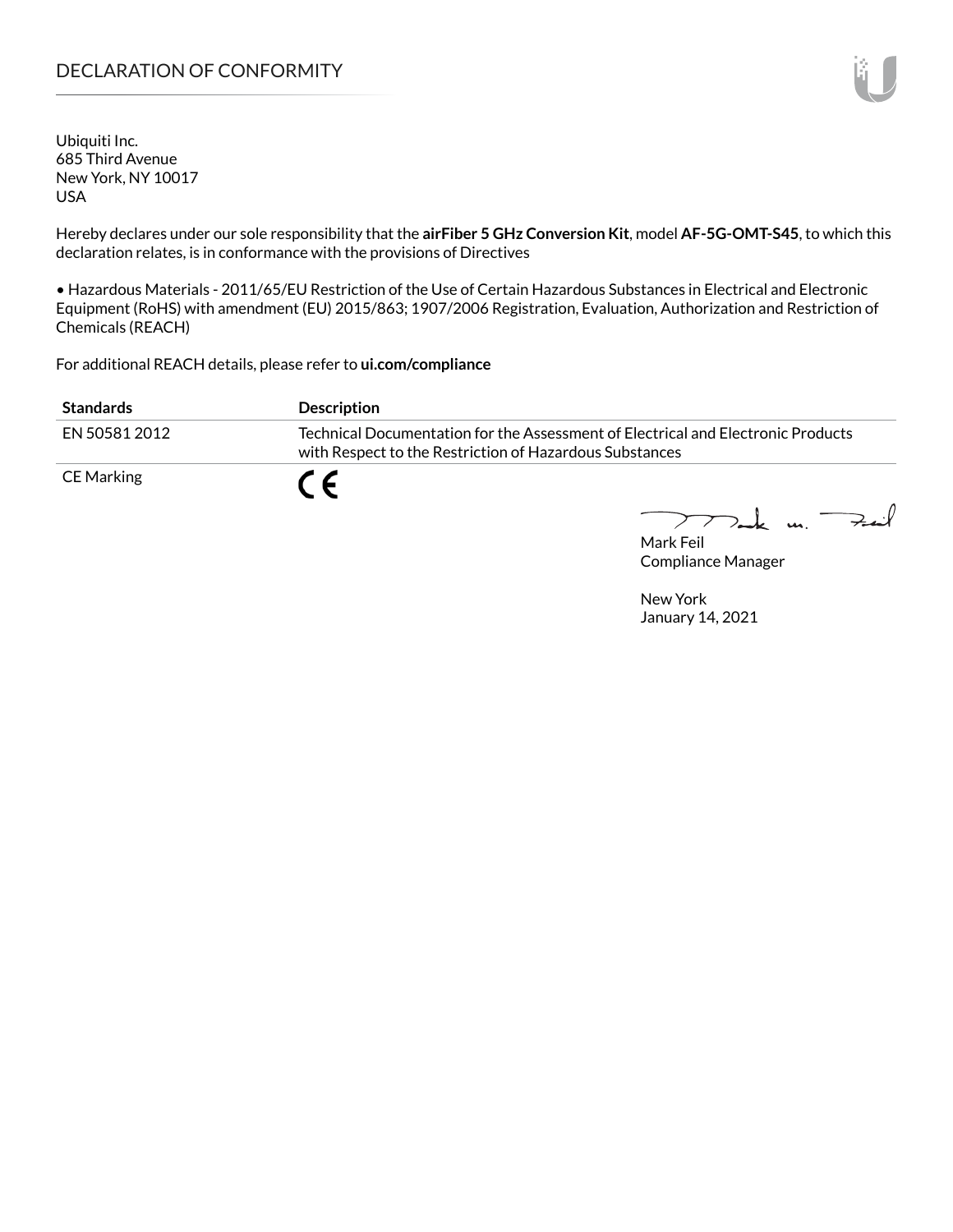# DECLARATION OF CONFORMITY

Ubiquiti Inc.
685 Third Avenue
New York, NY 10017
USA

Hereby declares under our sole responsibility that the **airFiber 5 GHz Conversion Kit**, model **AF-5G-OMT-S45**, to which this declaration relates, is in conformance with the provisions of Directives

• Hazardous Materials - 2011/65/EU Restriction of the Use of Certain Hazardous Substances in Electrical and Electronic Equipment (RoHS) with amendment (EU) 2015/863; 1907/2006 Registration, Evaluation, Authorization and Restriction of Chemicals (REACH)

For additional REACH details, please refer to **ui.com/compliance**

| Standards | Description |
|---|---|
| EN 50581 2012 | Technical Documentation for the Assessment of Electrical and Electronic Products with Respect to the Restriction of Hazardous Substances |
| CE Marking | CE |

Mark Feil
Compliance Manager

New York
January 14, 2021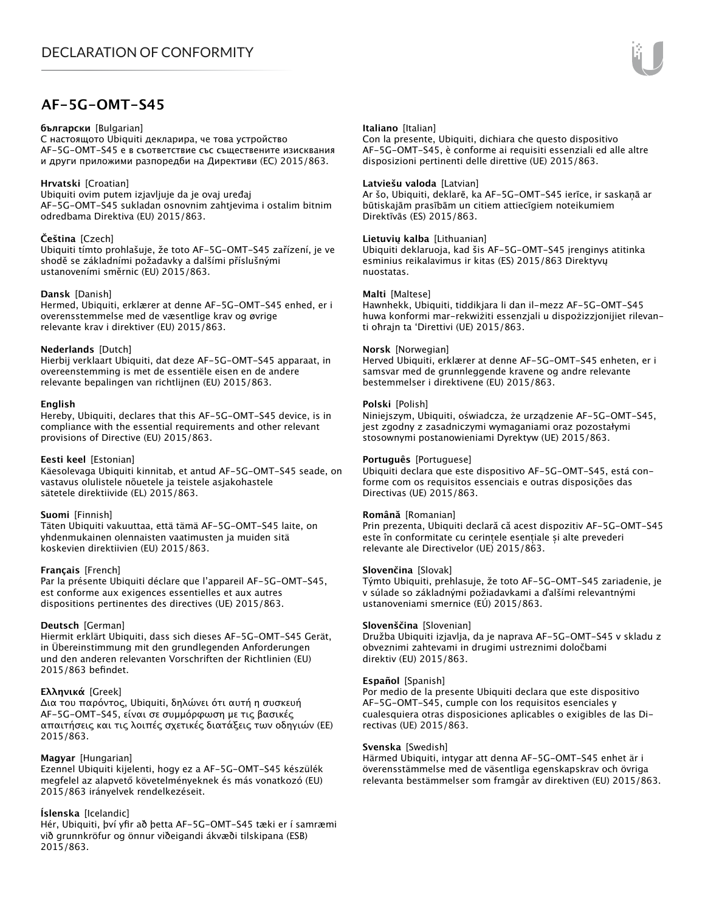# DECLARATION OF CONFORMITY

## AF-5G-OMT-S45

**български** [Bulgarian]
С настоящото Ubiquiti декларира, че това устройство AF-5G-OMT-S45 е в съответствие със съществените изисквания и други приложими разпоредби на Директиви (ЕС) 2015/863.

**Hrvatski** [Croatian]
Ubiquiti ovim putem izjavljuje da je ovaj uređaj AF-5G-OMT-S45 sukladan osnovnim zahtjevima i ostalim bitnim odredbama Direktiva (EU) 2015/863.

**Čeština** [Czech]
Ubiquiti tímto prohlašuje, že toto AF-5G-OMT-S45 zařízení, je ve shodě se základními požadavky a dalšími příslušnými ustanoveními směrnic (EU) 2015/863.

**Dansk** [Danish]
Hermed, Ubiquiti, erklærer at denne AF-5G-OMT-S45 enhed, er i overensstemmelse med de væsentlige krav og øvrige relevante krav i direktiver (EU) 2015/863.

**Nederlands** [Dutch]
Hierbij verklaart Ubiquiti, dat deze AF-5G-OMT-S45 apparaat, in overeenstemming is met de essentiële eisen en de andere relevante bepalingen van richtlijnen (EU) 2015/863.

**English**
Hereby, Ubiquiti, declares that this AF-5G-OMT-S45 device, is in compliance with the essential requirements and other relevant provisions of Directive (EU) 2015/863.

**Eesti keel** [Estonian]
Käesolevaga Ubiquiti kinnitab, et antud AF-5G-OMT-S45 seade, on vastavus olulistele nõuetele ja teistele asjakohastele sätetele direktiivide (EL) 2015/863.

**Suomi** [Finnish]
Täten Ubiquiti vakuuttaa, että tämä AF-5G-OMT-S45 laite, on yhdenmukainen olennaisten vaatimusten ja muiden sitä koskevien direktiivien (EU) 2015/863.

**Français** [French]
Par la présente Ubiquiti déclare que l'appareil AF-5G-OMT-S45, est conforme aux exigences essentielles et aux autres dispositions pertinentes des directives (UE) 2015/863.

**Deutsch** [German]
Hiermit erklärt Ubiquiti, dass sich dieses AF-5G-OMT-S45 Gerät, in Übereinstimmung mit den grundlegenden Anforderungen und den anderen relevanten Vorschriften der Richtlinien (EU) 2015/863 befindet.

**Ελληνικά** [Greek]
Δια του παρόντος, Ubiquiti, δηλώνει ότι αυτή η συσκευή AF-5G-OMT-S45, είναι σε συμμόρφωση με τις βασικές απαιτήσεις και τις λοιπές σχετικές διατάξεις των οδηγιών (ΕΕ) 2015/863.

**Magyar** [Hungarian]
Ezennel Ubiquiti kijelenti, hogy ez a AF-5G-OMT-S45 készülék megfelel az alapvető követelményeknek és más vonatkozó (EU) 2015/863 irányelvek rendelkezéseit.

**Íslenska** [Icelandic]
Hér, Ubiquiti, því yfir að þetta AF-5G-OMT-S45 tæki er í samræmi við grunnkröfur og önnur viðeigandi ákvæði tilskipana (ESB) 2015/863.

**Italiano** [Italian]
Con la presente, Ubiquiti, dichiara che questo dispositivo AF-5G-OMT-S45, è conforme ai requisiti essenziali ed alle altre disposizioni pertinenti delle direttive (UE) 2015/863.

**Latviešu valoda** [Latvian]
Ar šo, Ubiquiti, deklarē, ka AF-5G-OMT-S45 ierīce, ir saskaņā ar būtiskajām prasībām un citiem attiecīgiem noteikumiem Direktīvās (ES) 2015/863.

**Lietuvių kalba** [Lithuanian]
Ubiquiti deklaruoja, kad šis AF-5G-OMT-S45 įrenginys atitinka esminius reikalavimus ir kitas (ES) 2015/863 Direktyvų nuostatas.

**Malti** [Maltese]
Hawnhekk, Ubiquiti, tiddikjara li dan il-mezz AF-5G-OMT-S45 huwa konformi mar-rekwiżiti essenzjali u dispożizzjonijiet rilevanti oħrajn ta 'Direttivi (UE) 2015/863.

**Norsk** [Norwegian]
Herved Ubiquiti, erklærer at denne AF-5G-OMT-S45 enheten, er i samsvar med de grunnleggende kravene og andre relevante bestemmelser i direktivene (EU) 2015/863.

**Polski** [Polish]
Niniejszym, Ubiquiti, oświadcza, że urządzenie AF-5G-OMT-S45, jest zgodny z zasadniczymi wymaganiami oraz pozostałymi stosownymi postanowieniami Dyrektyw (UE) 2015/863.

**Português** [Portuguese]
Ubiquiti declara que este dispositivo AF-5G-OMT-S45, está conforme com os requisitos essenciais e outras disposições das Directivas (UE) 2015/863.

**Română** [Romanian]
Prin prezenta, Ubiquiti declară că acest dispozitiv AF-5G-OMT-S45 este în conformitate cu cerințele esențiale și alte prevederi relevante ale Directivelor (UE) 2015/863.

**Slovenčina** [Slovak]
Týmto Ubiquiti, prehlasuje, že toto AF-5G-OMT-S45 zariadenie, je v súlade so základnými požiadavkami a ďalšími relevantnými ustanoveniami smernice (EÚ) 2015/863.

**Slovenščina** [Slovenian]
Družba Ubiquiti izjavlja, da je naprava AF-5G-OMT-S45 v skladu z obveznimi zahtevami in drugimi ustreznimi določbami direktiv (EU) 2015/863.

**Español** [Spanish]
Por medio de la presente Ubiquiti declara que este dispositivo AF-5G-OMT-S45, cumple con los requisitos esenciales y cualesquiera otras disposiciones aplicables o exigibles de las Directivas (UE) 2015/863.

**Svenska** [Swedish]
Härmed Ubiquiti, intygar att denna AF-5G-OMT-S45 enhet är i överensstämmelse med de väsentliga egenskapskrav och övriga relevanta bestämmelser som framgår av direktiven (EU) 2015/863.